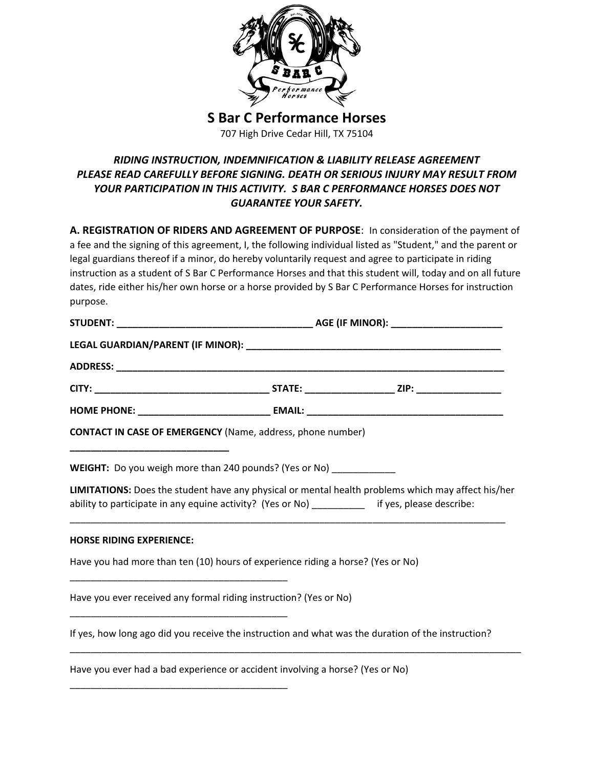# S Bar C Performance Horses

707 High Drive Cedar Hill, TX 75104

***RIDING INSTRUCTION, INDEMNIFICATION & LIABILITY RELEASE AGREEMENT***
***PLEASE READ CAREFULLY BEFORE SIGNING. DEATH OR SERIOUS INJURY MAY RESULT FROM YOUR PARTICIPATION IN THIS ACTIVITY. S BAR C PERFORMANCE HORSES DOES NOT GUARANTEE YOUR SAFETY.***

**A. REGISTRATION OF RIDERS AND AGREEMENT OF PURPOSE**: In consideration of the payment of a fee and the signing of this agreement, I, the following individual listed as "Student," and the parent or legal guardians thereof if a minor, do hereby voluntarily request and agree to participate in riding instruction as a student of S Bar C Performance Horses and that this student will, today and on all future dates, ride either his/her own horse or a horse provided by S Bar C Performance Horses for instruction purpose.

**STUDENT:** ____________________________________ **AGE (IF MINOR):** ____________________

**LEGAL GUARDIAN/PARENT (IF MINOR):** ______________________________________________

**ADDRESS:** ________________________________________________________________________

**CITY:** ________________________________ **STATE:** ________________ **ZIP:** _______________

**HOME PHONE:** ________________________ **EMAIL:** ____________________________________

**CONTACT IN CASE OF EMERGENCY** (Name, address, phone number)

______________________________

**WEIGHT:** Do you weigh more than 240 pounds? (Yes or No) ____________

**LIMITATIONS:** Does the student have any physical or mental health problems which may affect his/her ability to participate in any equine activity? (Yes or No) __________ if yes, please describe:

_____________________________________________________________________________________

**HORSE RIDING EXPERIENCE:**

Have you had more than ten (10) hours of experience riding a horse? (Yes or No)

__________________________________________

Have you ever received any formal riding instruction? (Yes or No)

__________________________________________

If yes, how long ago did you receive the instruction and what was the duration of the instruction?

_________________________________________________________________________________________

Have you ever had a bad experience or accident involving a horse? (Yes or No)

__________________________________________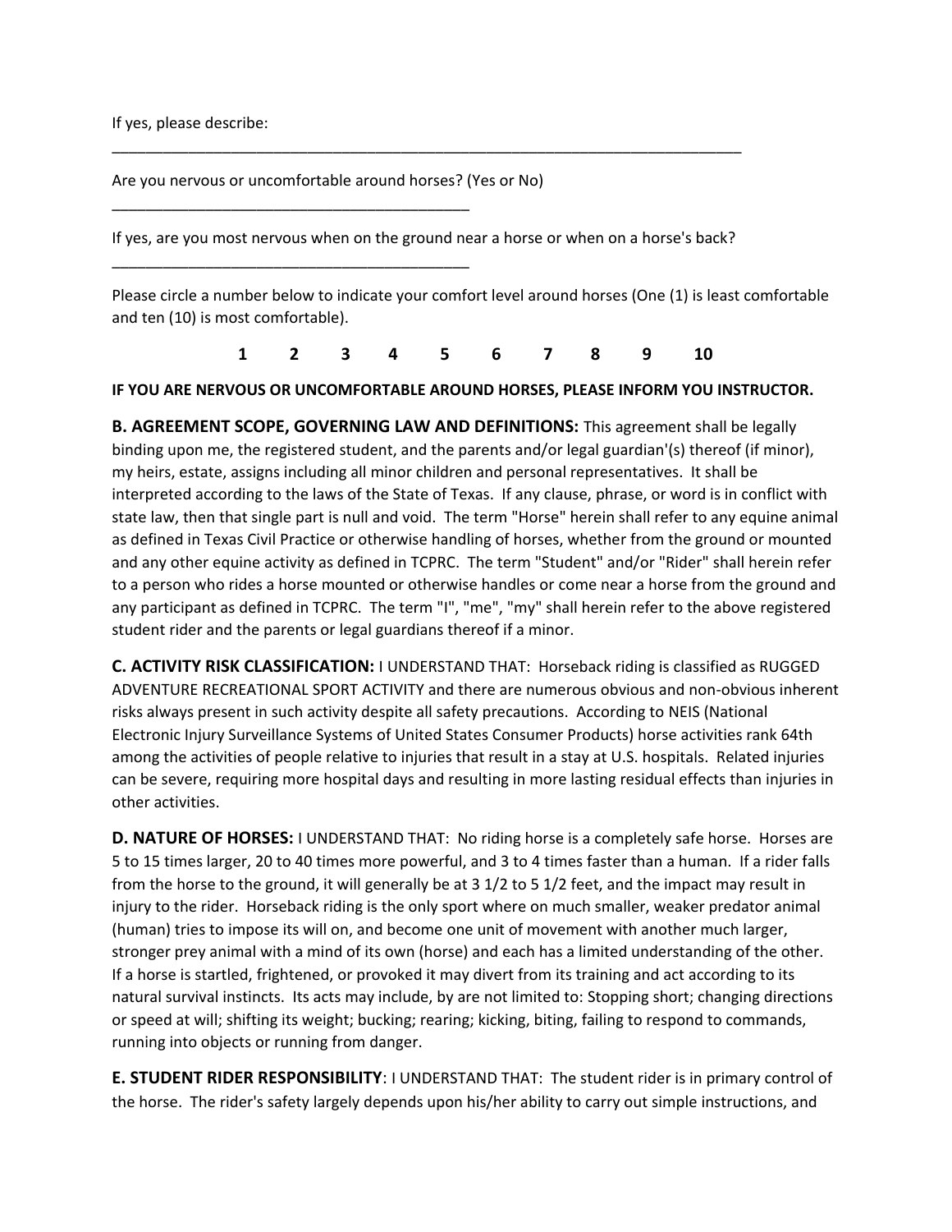If yes, please describe:

\_\_\_\_\_\_\_\_\_\_\_\_\_\_\_\_\_\_\_\_\_\_\_\_\_\_\_\_\_\_\_\_\_\_\_\_\_\_\_\_\_\_\_\_\_\_\_\_\_\_\_\_\_\_\_\_\_\_\_\_\_\_\_\_\_\_\_\_\_\_\_\_\_\_

Are you nervous or uncomfortable around horses? (Yes or No)

\_\_\_\_\_\_\_\_\_\_\_\_\_\_\_\_\_\_\_\_\_\_\_\_\_\_\_\_\_\_\_\_\_\_\_\_\_\_\_\_\_\_

If yes, are you most nervous when on the ground near a horse or when on a horse's back?

\_\_\_\_\_\_\_\_\_\_\_\_\_\_\_\_\_\_\_\_\_\_\_\_\_\_\_\_\_\_\_\_\_\_\_\_\_\_\_\_\_\_

Please circle a number below to indicate your comfort level around horses (One (1) is least comfortable and ten (10) is most comfortable).

**1 2 3 4 5 6 7 8 9 10**

**IF YOU ARE NERVOUS OR UNCOMFORTABLE AROUND HORSES, PLEASE INFORM YOU INSTRUCTOR.**

**B. AGREEMENT SCOPE, GOVERNING LAW AND DEFINITIONS:** This agreement shall be legally binding upon me, the registered student, and the parents and/or legal guardian'(s) thereof (if minor), my heirs, estate, assigns including all minor children and personal representatives. It shall be interpreted according to the laws of the State of Texas. If any clause, phrase, or word is in conflict with state law, then that single part is null and void. The term "Horse" herein shall refer to any equine animal as defined in Texas Civil Practice or otherwise handling of horses, whether from the ground or mounted and any other equine activity as defined in TCPRC. The term "Student" and/or "Rider" shall herein refer to a person who rides a horse mounted or otherwise handles or come near a horse from the ground and any participant as defined in TCPRC. The term "I", "me", "my" shall herein refer to the above registered student rider and the parents or legal guardians thereof if a minor.

**C. ACTIVITY RISK CLASSIFICATION:** I UNDERSTAND THAT: Horseback riding is classified as RUGGED ADVENTURE RECREATIONAL SPORT ACTIVITY and there are numerous obvious and non-obvious inherent risks always present in such activity despite all safety precautions. According to NEIS (National Electronic Injury Surveillance Systems of United States Consumer Products) horse activities rank 64th among the activities of people relative to injuries that result in a stay at U.S. hospitals. Related injuries can be severe, requiring more hospital days and resulting in more lasting residual effects than injuries in other activities.

**D. NATURE OF HORSES:** I UNDERSTAND THAT: No riding horse is a completely safe horse. Horses are 5 to 15 times larger, 20 to 40 times more powerful, and 3 to 4 times faster than a human. If a rider falls from the horse to the ground, it will generally be at 3 1/2 to 5 1/2 feet, and the impact may result in injury to the rider. Horseback riding is the only sport where on much smaller, weaker predator animal (human) tries to impose its will on, and become one unit of movement with another much larger, stronger prey animal with a mind of its own (horse) and each has a limited understanding of the other. If a horse is startled, frightened, or provoked it may divert from its training and act according to its natural survival instincts. Its acts may include, by are not limited to: Stopping short; changing directions or speed at will; shifting its weight; bucking; rearing; kicking, biting, failing to respond to commands, running into objects or running from danger.

**E. STUDENT RIDER RESPONSIBILITY**: I UNDERSTAND THAT: The student rider is in primary control of the horse. The rider's safety largely depends upon his/her ability to carry out simple instructions, and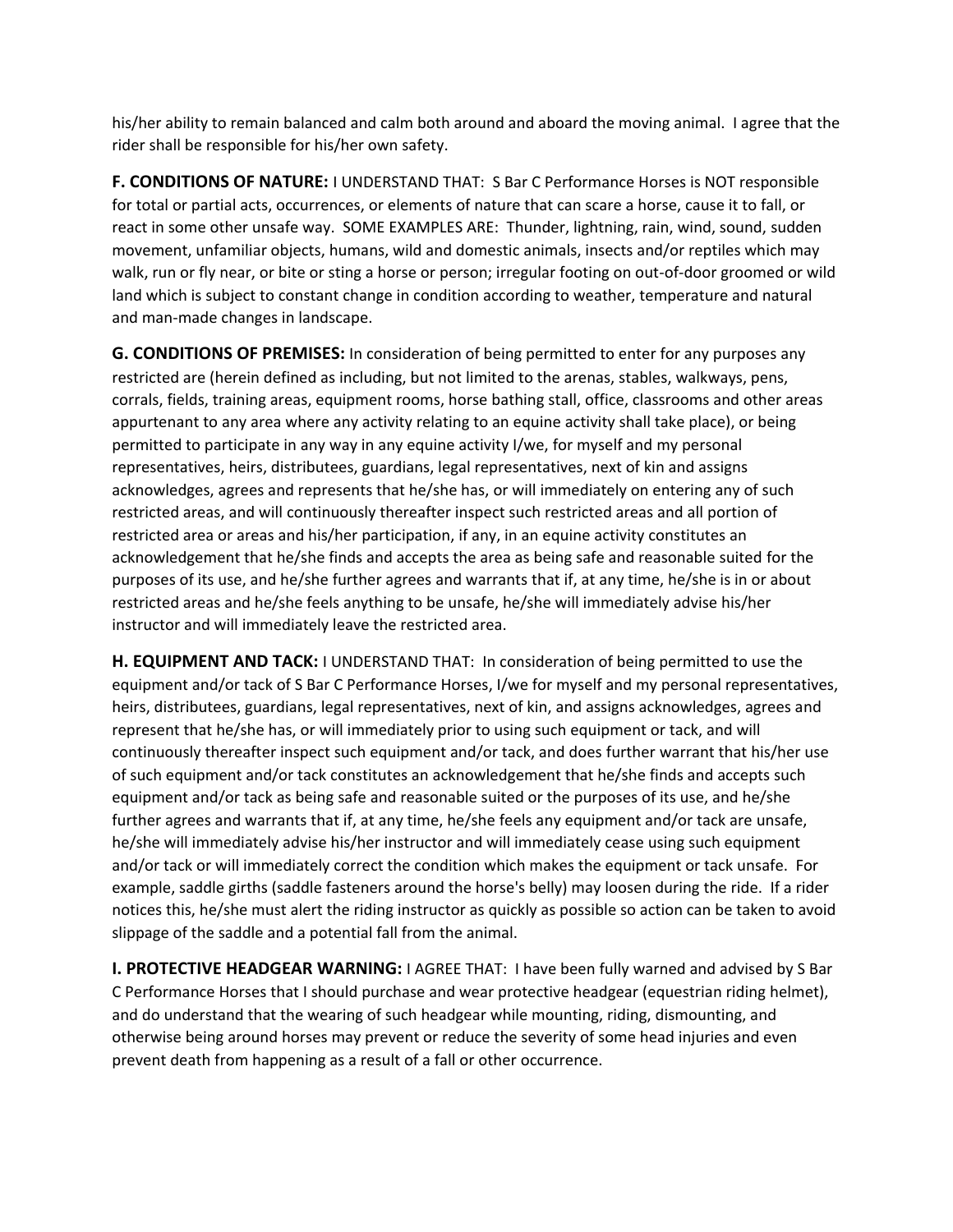his/her ability to remain balanced and calm both around and aboard the moving animal. I agree that the rider shall be responsible for his/her own safety.

**F. CONDITIONS OF NATURE:** I UNDERSTAND THAT: S Bar C Performance Horses is NOT responsible for total or partial acts, occurrences, or elements of nature that can scare a horse, cause it to fall, or react in some other unsafe way. SOME EXAMPLES ARE: Thunder, lightning, rain, wind, sound, sudden movement, unfamiliar objects, humans, wild and domestic animals, insects and/or reptiles which may walk, run or fly near, or bite or sting a horse or person; irregular footing on out-of-door groomed or wild land which is subject to constant change in condition according to weather, temperature and natural and man-made changes in landscape.

**G. CONDITIONS OF PREMISES:** In consideration of being permitted to enter for any purposes any restricted are (herein defined as including, but not limited to the arenas, stables, walkways, pens, corrals, fields, training areas, equipment rooms, horse bathing stall, office, classrooms and other areas appurtenant to any area where any activity relating to an equine activity shall take place), or being permitted to participate in any way in any equine activity I/we, for myself and my personal representatives, heirs, distributees, guardians, legal representatives, next of kin and assigns acknowledges, agrees and represents that he/she has, or will immediately on entering any of such restricted areas, and will continuously thereafter inspect such restricted areas and all portion of restricted area or areas and his/her participation, if any, in an equine activity constitutes an acknowledgement that he/she finds and accepts the area as being safe and reasonable suited for the purposes of its use, and he/she further agrees and warrants that if, at any time, he/she is in or about restricted areas and he/she feels anything to be unsafe, he/she will immediately advise his/her instructor and will immediately leave the restricted area.

**H. EQUIPMENT AND TACK:** I UNDERSTAND THAT: In consideration of being permitted to use the equipment and/or tack of S Bar C Performance Horses, I/we for myself and my personal representatives, heirs, distributees, guardians, legal representatives, next of kin, and assigns acknowledges, agrees and represent that he/she has, or will immediately prior to using such equipment or tack, and will continuously thereafter inspect such equipment and/or tack, and does further warrant that his/her use of such equipment and/or tack constitutes an acknowledgement that he/she finds and accepts such equipment and/or tack as being safe and reasonable suited or the purposes of its use, and he/she further agrees and warrants that if, at any time, he/she feels any equipment and/or tack are unsafe, he/she will immediately advise his/her instructor and will immediately cease using such equipment and/or tack or will immediately correct the condition which makes the equipment or tack unsafe. For example, saddle girths (saddle fasteners around the horse's belly) may loosen during the ride. If a rider notices this, he/she must alert the riding instructor as quickly as possible so action can be taken to avoid slippage of the saddle and a potential fall from the animal.

**I. PROTECTIVE HEADGEAR WARNING:** I AGREE THAT: I have been fully warned and advised by S Bar C Performance Horses that I should purchase and wear protective headgear (equestrian riding helmet), and do understand that the wearing of such headgear while mounting, riding, dismounting, and otherwise being around horses may prevent or reduce the severity of some head injuries and even prevent death from happening as a result of a fall or other occurrence.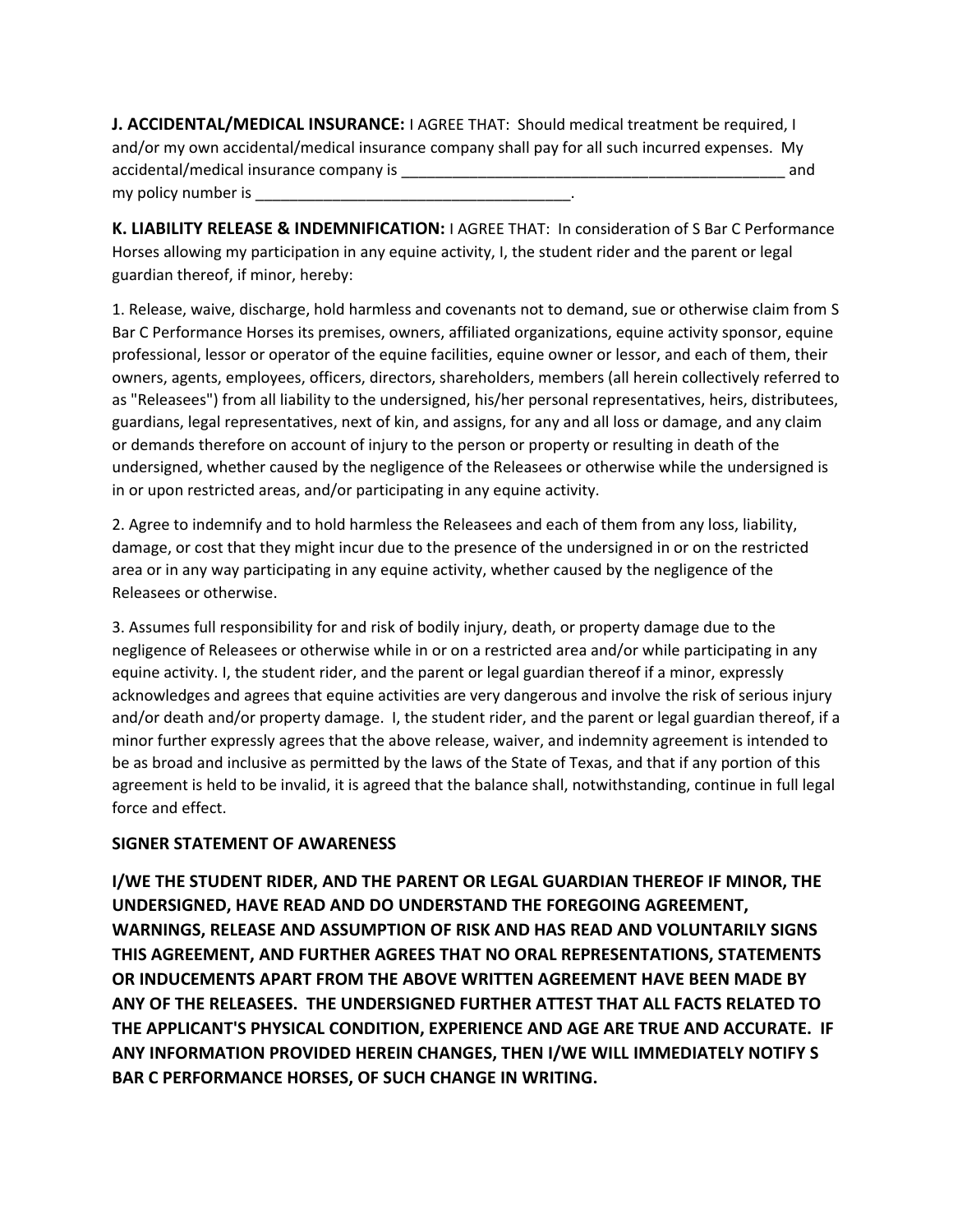**J. ACCIDENTAL/MEDICAL INSURANCE:** I AGREE THAT: Should medical treatment be required, I and/or my own accidental/medical insurance company shall pay for all such incurred expenses. My accidental/medical insurance company is _______________________________________________ and my policy number is ______________________________________.

**K. LIABILITY RELEASE & INDEMNIFICATION:** I AGREE THAT: In consideration of S Bar C Performance Horses allowing my participation in any equine activity, I, the student rider and the parent or legal guardian thereof, if minor, hereby:

1. Release, waive, discharge, hold harmless and covenants not to demand, sue or otherwise claim from S Bar C Performance Horses its premises, owners, affiliated organizations, equine activity sponsor, equine professional, lessor or operator of the equine facilities, equine owner or lessor, and each of them, their owners, agents, employees, officers, directors, shareholders, members (all herein collectively referred to as "Releasees") from all liability to the undersigned, his/her personal representatives, heirs, distributees, guardians, legal representatives, next of kin, and assigns, for any and all loss or damage, and any claim or demands therefore on account of injury to the person or property or resulting in death of the undersigned, whether caused by the negligence of the Releasees or otherwise while the undersigned is in or upon restricted areas, and/or participating in any equine activity.

2. Agree to indemnify and to hold harmless the Releasees and each of them from any loss, liability, damage, or cost that they might incur due to the presence of the undersigned in or on the restricted area or in any way participating in any equine activity, whether caused by the negligence of the Releasees or otherwise.

3. Assumes full responsibility for and risk of bodily injury, death, or property damage due to the negligence of Releasees or otherwise while in or on a restricted area and/or while participating in any equine activity. I, the student rider, and the parent or legal guardian thereof if a minor, expressly acknowledges and agrees that equine activities are very dangerous and involve the risk of serious injury and/or death and/or property damage. I, the student rider, and the parent or legal guardian thereof, if a minor further expressly agrees that the above release, waiver, and indemnity agreement is intended to be as broad and inclusive as permitted by the laws of the State of Texas, and that if any portion of this agreement is held to be invalid, it is agreed that the balance shall, notwithstanding, continue in full legal force and effect.

**SIGNER STATEMENT OF AWARENESS**

**I/WE THE STUDENT RIDER, AND THE PARENT OR LEGAL GUARDIAN THEREOF IF MINOR, THE UNDERSIGNED, HAVE READ AND DO UNDERSTAND THE FOREGOING AGREEMENT, WARNINGS, RELEASE AND ASSUMPTION OF RISK AND HAS READ AND VOLUNTARILY SIGNS THIS AGREEMENT, AND FURTHER AGREES THAT NO ORAL REPRESENTATIONS, STATEMENTS OR INDUCEMENTS APART FROM THE ABOVE WRITTEN AGREEMENT HAVE BEEN MADE BY ANY OF THE RELEASEES. THE UNDERSIGNED FURTHER ATTEST THAT ALL FACTS RELATED TO THE APPLICANT'S PHYSICAL CONDITION, EXPERIENCE AND AGE ARE TRUE AND ACCURATE. IF ANY INFORMATION PROVIDED HEREIN CHANGES, THEN I/WE WILL IMMEDIATELY NOTIFY S BAR C PERFORMANCE HORSES, OF SUCH CHANGE IN WRITING.**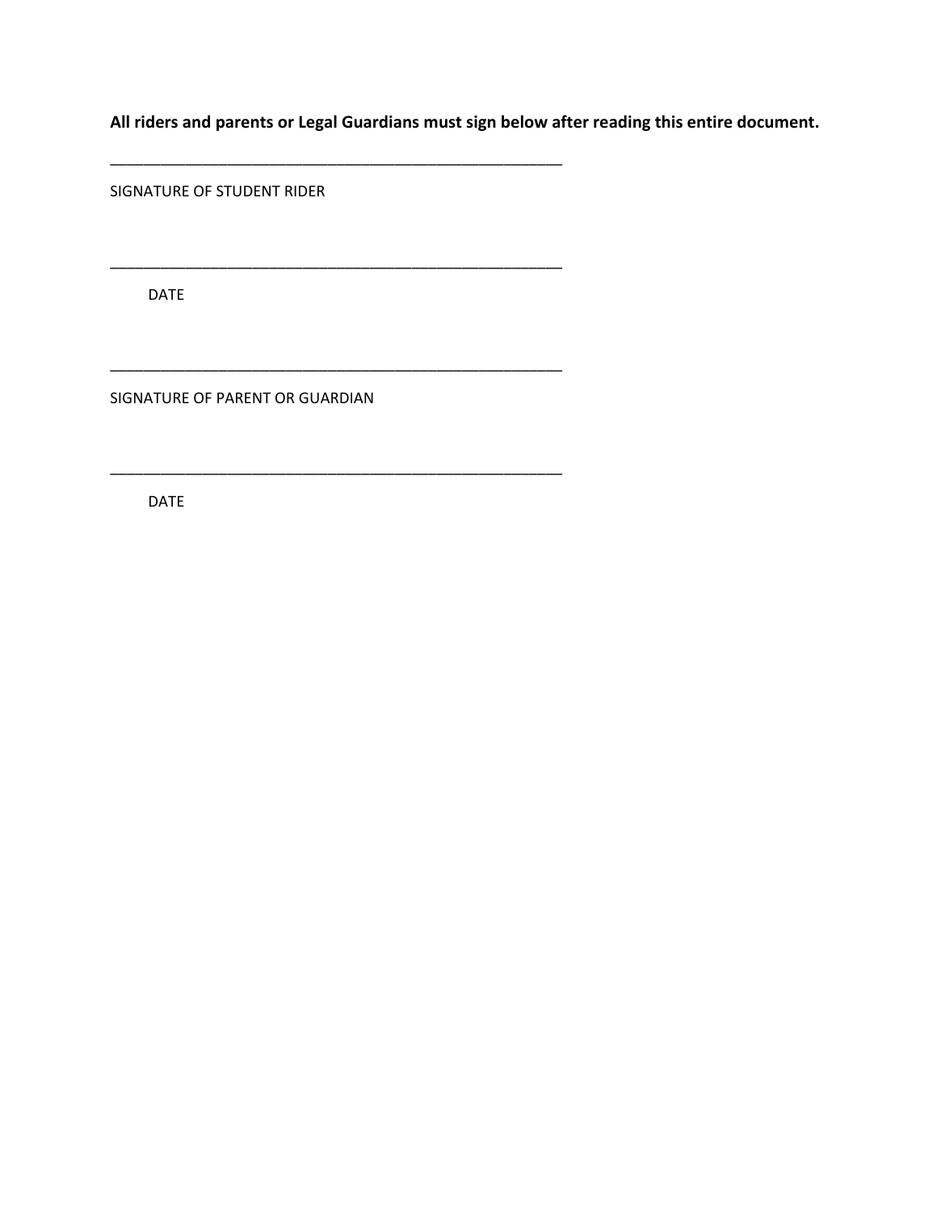**All riders and parents or Legal Guardians must sign below after reading this entire document.**

\_\_\_\_\_\_\_\_\_\_\_\_\_\_\_\_\_\_\_\_\_\_\_\_\_\_\_\_\_\_\_\_\_\_\_\_\_\_\_\_\_\_\_\_\_\_\_\_\_\_\_\_

SIGNATURE OF STUDENT RIDER

\_\_\_\_\_\_\_\_\_\_\_\_\_\_\_\_\_\_\_\_\_\_\_\_\_\_\_\_\_\_\_\_\_\_\_\_\_\_\_\_\_\_\_\_\_\_\_\_\_\_\_\_

DATE

\_\_\_\_\_\_\_\_\_\_\_\_\_\_\_\_\_\_\_\_\_\_\_\_\_\_\_\_\_\_\_\_\_\_\_\_\_\_\_\_\_\_\_\_\_\_\_\_\_\_\_\_

SIGNATURE OF PARENT OR GUARDIAN

\_\_\_\_\_\_\_\_\_\_\_\_\_\_\_\_\_\_\_\_\_\_\_\_\_\_\_\_\_\_\_\_\_\_\_\_\_\_\_\_\_\_\_\_\_\_\_\_\_\_\_\_

DATE